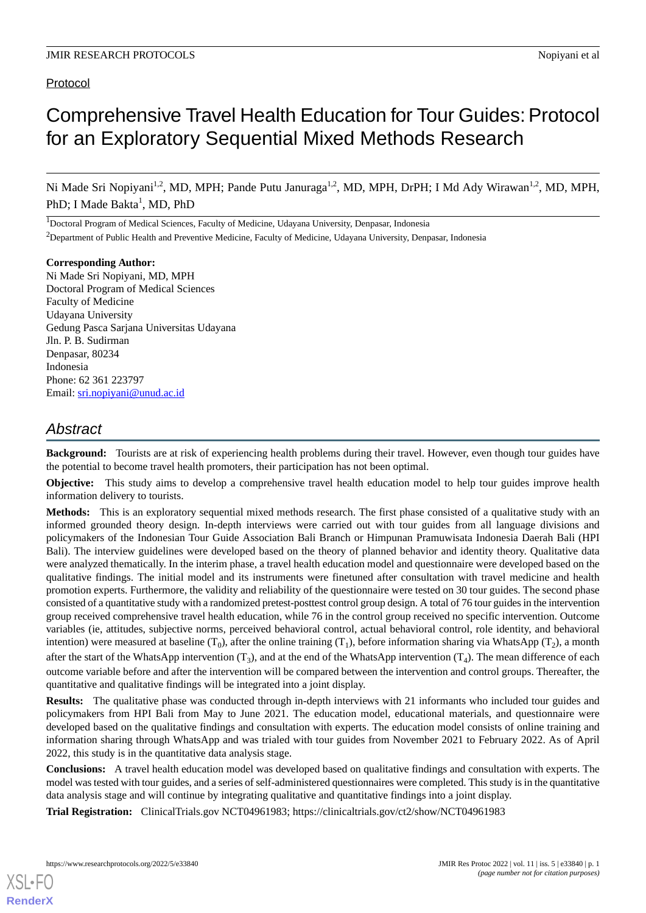Protocol

# Comprehensive Travel Health Education for Tour Guides: Protocol for an Exploratory Sequential Mixed Methods Research

Ni Made Sri Nopiyani[1,2], MD, MPH; Pande Putu Januraga[1,2], MD, MPH, DrPH; I Md Ady Wirawan[1,2], MD, MPH, PhD; I Made Bakta[1], MD, PhD

[1]Doctoral Program of Medical Sciences, Faculty of Medicine, Udayana University, Denpasar, Indonesia

[2]Department of Public Health and Preventive Medicine, Faculty of Medicine, Udayana University, Denpasar, Indonesia

**Corresponding Author:**
Ni Made Sri Nopiyani, MD, MPH
Doctoral Program of Medical Sciences
Faculty of Medicine
Udayana University
Gedung Pasca Sarjana Universitas Udayana
Jln. P. B. Sudirman
Denpasar, 80234
Indonesia
Phone: 62 361 223797
Email: sri.nopiyani@unud.ac.id

## Abstract

**Background:** Tourists are at risk of experiencing health problems during their travel. However, even though tour guides have the potential to become travel health promoters, their participation has not been optimal.

**Objective:** This study aims to develop a comprehensive travel health education model to help tour guides improve health information delivery to tourists.

**Methods:** This is an exploratory sequential mixed methods research. The first phase consisted of a qualitative study with an informed grounded theory design. In-depth interviews were carried out with tour guides from all language divisions and policymakers of the Indonesian Tour Guide Association Bali Branch or Himpunan Pramuwisata Indonesia Daerah Bali (HPI Bali). The interview guidelines were developed based on the theory of planned behavior and identity theory. Qualitative data were analyzed thematically. In the interim phase, a travel health education model and questionnaire were developed based on the qualitative findings. The initial model and its instruments were finetuned after consultation with travel medicine and health promotion experts. Furthermore, the validity and reliability of the questionnaire were tested on 30 tour guides. The second phase consisted of a quantitative study with a randomized pretest-posttest control group design. A total of 76 tour guides in the intervention group received comprehensive travel health education, while 76 in the control group received no specific intervention. Outcome variables (ie, attitudes, subjective norms, perceived behavioral control, actual behavioral control, role identity, and behavioral intention) were measured at baseline ($T_0$), after the online training ($T_1$), before information sharing via WhatsApp ($T_2$), a month after the start of the WhatsApp intervention ($T_3$), and at the end of the WhatsApp intervention ($T_4$). The mean difference of each outcome variable before and after the intervention will be compared between the intervention and control groups. Thereafter, the quantitative and qualitative findings will be integrated into a joint display.

**Results:** The qualitative phase was conducted through in-depth interviews with 21 informants who included tour guides and policymakers from HPI Bali from May to June 2021. The education model, educational materials, and questionnaire were developed based on the qualitative findings and consultation with experts. The education model consists of online training and information sharing through WhatsApp and was trialed with tour guides from November 2021 to February 2022. As of April 2022, this study is in the quantitative data analysis stage.

**Conclusions:** A travel health education model was developed based on qualitative findings and consultation with experts. The model was tested with tour guides, and a series of self-administered questionnaires were completed. This study is in the quantitative data analysis stage and will continue by integrating qualitative and quantitative findings into a joint display.

**Trial Registration:** ClinicalTrials.gov NCT04961983; https://clinicaltrials.gov/ct2/show/NCT04961983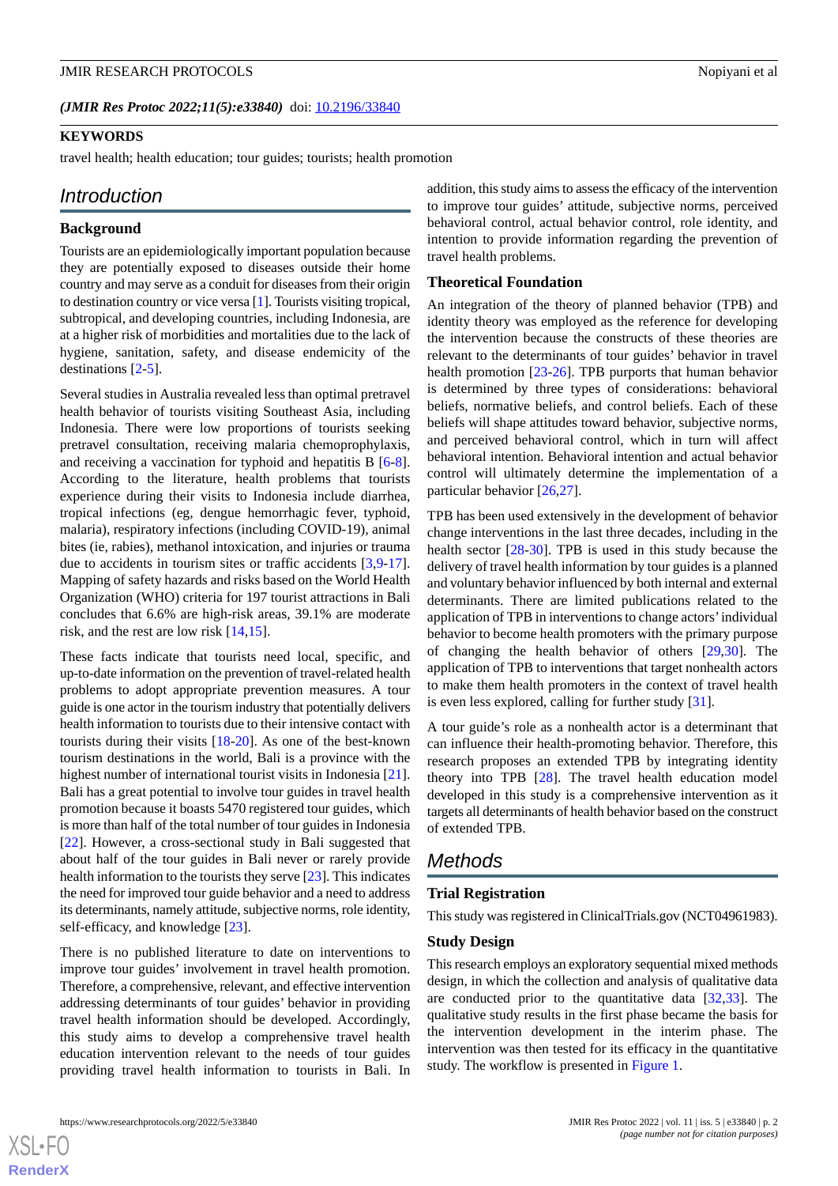*(JMIR Res Protoc 2022;11(5):e33840)* doi: 10.2196/33840

**KEYWORDS**

travel health; health education; tour guides; tourists; health promotion

## Introduction

### Background

Tourists are an epidemiologically important population because they are potentially exposed to diseases outside their home country and may serve as a conduit for diseases from their origin to destination country or vice versa [1]. Tourists visiting tropical, subtropical, and developing countries, including Indonesia, are at a higher risk of morbidities and mortalities due to the lack of hygiene, sanitation, safety, and disease endemicity of the destinations [2-5].

Several studies in Australia revealed less than optimal pretravel health behavior of tourists visiting Southeast Asia, including Indonesia. There were low proportions of tourists seeking pretravel consultation, receiving malaria chemoprophylaxis, and receiving a vaccination for typhoid and hepatitis B [6-8]. According to the literature, health problems that tourists experience during their visits to Indonesia include diarrhea, tropical infections (eg, dengue hemorrhagic fever, typhoid, malaria), respiratory infections (including COVID-19), animal bites (ie, rabies), methanol intoxication, and injuries or trauma due to accidents in tourism sites or traffic accidents [3,9-17]. Mapping of safety hazards and risks based on the World Health Organization (WHO) criteria for 197 tourist attractions in Bali concludes that 6.6% are high-risk areas, 39.1% are moderate risk, and the rest are low risk [14,15].

These facts indicate that tourists need local, specific, and up-to-date information on the prevention of travel-related health problems to adopt appropriate prevention measures. A tour guide is one actor in the tourism industry that potentially delivers health information to tourists due to their intensive contact with tourists during their visits [18-20]. As one of the best-known tourism destinations in the world, Bali is a province with the highest number of international tourist visits in Indonesia [21]. Bali has a great potential to involve tour guides in travel health promotion because it boasts 5470 registered tour guides, which is more than half of the total number of tour guides in Indonesia [22]. However, a cross-sectional study in Bali suggested that about half of the tour guides in Bali never or rarely provide health information to the tourists they serve [23]. This indicates the need for improved tour guide behavior and a need to address its determinants, namely attitude, subjective norms, role identity, self-efficacy, and knowledge [23].

There is no published literature to date on interventions to improve tour guides' involvement in travel health promotion. Therefore, a comprehensive, relevant, and effective intervention addressing determinants of tour guides' behavior in providing travel health information should be developed. Accordingly, this study aims to develop a comprehensive travel health education intervention relevant to the needs of tour guides providing travel health information to tourists in Bali. In addition, this study aims to assess the efficacy of the intervention to improve tour guides' attitude, subjective norms, perceived behavioral control, actual behavior control, role identity, and intention to provide information regarding the prevention of travel health problems.

### Theoretical Foundation

An integration of the theory of planned behavior (TPB) and identity theory was employed as the reference for developing the intervention because the constructs of these theories are relevant to the determinants of tour guides' behavior in travel health promotion [23-26]. TPB purports that human behavior is determined by three types of considerations: behavioral beliefs, normative beliefs, and control beliefs. Each of these beliefs will shape attitudes toward behavior, subjective norms, and perceived behavioral control, which in turn will affect behavioral intention. Behavioral intention and actual behavior control will ultimately determine the implementation of a particular behavior [26,27].

TPB has been used extensively in the development of behavior change interventions in the last three decades, including in the health sector [28-30]. TPB is used in this study because the delivery of travel health information by tour guides is a planned and voluntary behavior influenced by both internal and external determinants. There are limited publications related to the application of TPB in interventions to change actors' individual behavior to become health promoters with the primary purpose of changing the health behavior of others [29,30]. The application of TPB to interventions that target nonhealth actors to make them health promoters in the context of travel health is even less explored, calling for further study [31].

A tour guide's role as a nonhealth actor is a determinant that can influence their health-promoting behavior. Therefore, this research proposes an extended TPB by integrating identity theory into TPB [28]. The travel health education model developed in this study is a comprehensive intervention as it targets all determinants of health behavior based on the construct of extended TPB.

## Methods

### Trial Registration

This study was registered in ClinicalTrials.gov (NCT04961983).

### Study Design

This research employs an exploratory sequential mixed methods design, in which the collection and analysis of qualitative data are conducted prior to the quantitative data [32,33]. The qualitative study results in the first phase became the basis for the intervention development in the interim phase. The intervention was then tested for its efficacy in the quantitative study. The workflow is presented in Figure 1.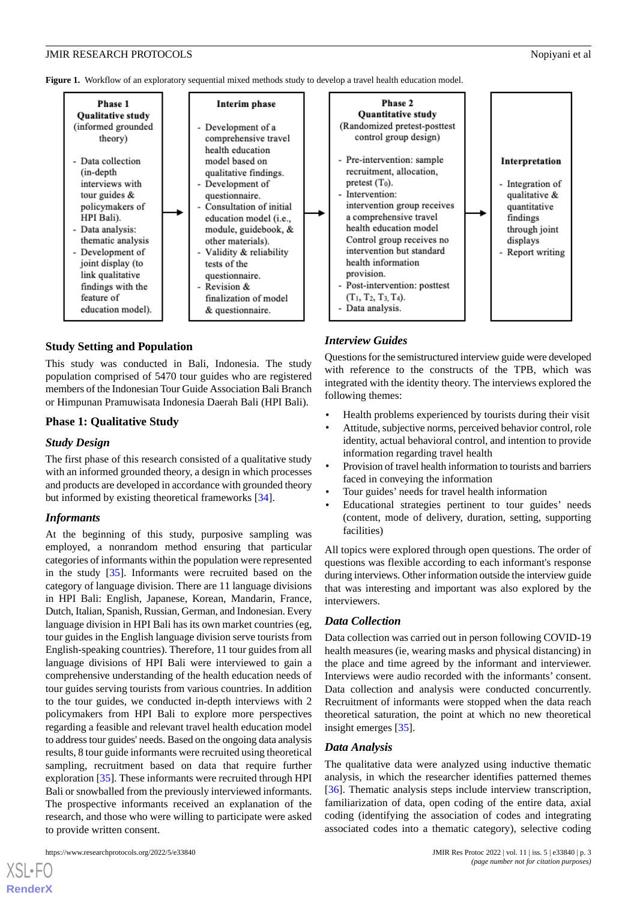**Figure 1.** Workflow of an exploratory sequential mixed methods study to develop a travel health education model.

**Phase 1**
**Qualitative study**
(informed grounded theory)

- Data collection (in-depth interviews with tour guides & policymakers of HPI Bali).
- Data analysis: thematic analysis
- Development of joint display (to link qualitative findings with the feature of education model).

→

**Interim phase**

- Development of a comprehensive travel health education model based on qualitative findings.
- Development of questionnaire.
- Consultation of initial education model (i.e., module, guidebook, & other materials).
- Validity & reliability tests of the questionnaire.
- Revision & finalization of model & questionnaire.

→

**Phase 2**
**Quantitative study**
(Randomized pretest-posttest control group design)

- Pre-intervention: sample recruitment, allocation, pretest ($T_0$).
- Intervention: intervention group receives a comprehensive travel health education model Control group receives no intervention but standard health information provision.
- Post-intervention: posttest ($T_1$, $T_2$, $T_3$, $T_4$).
- Data analysis.

→

**Interpretation**

- Integration of qualitative & quantitative findings through joint displays
- Report writing

## Study Setting and Population

This study was conducted in Bali, Indonesia. The study population comprised of 5470 tour guides who are registered members of the Indonesian Tour Guide Association Bali Branch or Himpunan Pramuwisata Indonesia Daerah Bali (HPI Bali).

## Phase 1: Qualitative Study

### *Study Design*

The first phase of this research consisted of a qualitative study with an informed grounded theory, a design in which processes and products are developed in accordance with grounded theory but informed by existing theoretical frameworks [34].

### *Informants*

At the beginning of this study, purposive sampling was employed, a nonrandom method ensuring that particular categories of informants within the population were represented in the study [35]. Informants were recruited based on the category of language division. There are 11 language divisions in HPI Bali: English, Japanese, Korean, Mandarin, France, Dutch, Italian, Spanish, Russian, German, and Indonesian. Every language division in HPI Bali has its own market countries (eg, tour guides in the English language division serve tourists from English-speaking countries). Therefore, 11 tour guides from all language divisions of HPI Bali were interviewed to gain a comprehensive understanding of the health education needs of tour guides serving tourists from various countries. In addition to the tour guides, we conducted in-depth interviews with 2 policymakers from HPI Bali to explore more perspectives regarding a feasible and relevant travel health education model to address tour guides' needs. Based on the ongoing data analysis results, 8 tour guide informants were recruited using theoretical sampling, recruitment based on data that require further exploration [35]. These informants were recruited through HPI Bali or snowballed from the previously interviewed informants. The prospective informants received an explanation of the research, and those who were willing to participate were asked to provide written consent.

### *Interview Guides*

Questions for the semistructured interview guide were developed with reference to the constructs of the TPB, which was integrated with the identity theory. The interviews explored the following themes:

- Health problems experienced by tourists during their visit
- Attitude, subjective norms, perceived behavior control, role identity, actual behavioral control, and intention to provide information regarding travel health
- Provision of travel health information to tourists and barriers faced in conveying the information
- Tour guides' needs for travel health information
- Educational strategies pertinent to tour guides' needs (content, mode of delivery, duration, setting, supporting facilities)

All topics were explored through open questions. The order of questions was flexible according to each informant's response during interviews. Other information outside the interview guide that was interesting and important was also explored by the interviewers.

### *Data Collection*

Data collection was carried out in person following COVID-19 health measures (ie, wearing masks and physical distancing) in the place and time agreed by the informant and interviewer. Interviews were audio recorded with the informants' consent. Data collection and analysis were conducted concurrently. Recruitment of informants were stopped when the data reach theoretical saturation, the point at which no new theoretical insight emerges [35].

### *Data Analysis*

The qualitative data were analyzed using inductive thematic analysis, in which the researcher identifies patterned themes [36]. Thematic analysis steps include interview transcription, familiarization of data, open coding of the entire data, axial coding (identifying the association of codes and integrating associated codes into a thematic category), selective coding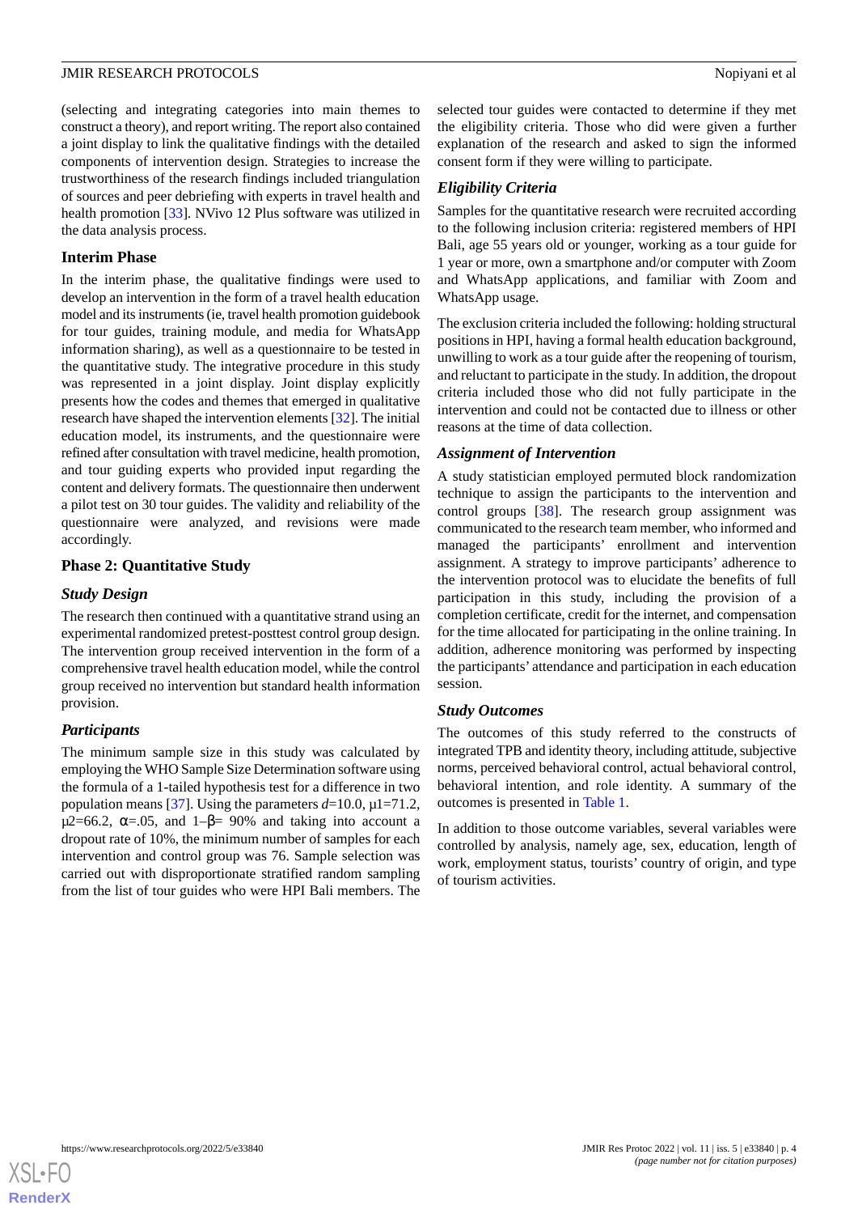(selecting and integrating categories into main themes to construct a theory), and report writing. The report also contained a joint display to link the qualitative findings with the detailed components of intervention design. Strategies to increase the trustworthiness of the research findings included triangulation of sources and peer debriefing with experts in travel health and health promotion [33]. NVivo 12 Plus software was utilized in the data analysis process.

### Interim Phase

In the interim phase, the qualitative findings were used to develop an intervention in the form of a travel health education model and its instruments (ie, travel health promotion guidebook for tour guides, training module, and media for WhatsApp information sharing), as well as a questionnaire to be tested in the quantitative study. The integrative procedure in this study was represented in a joint display. Joint display explicitly presents how the codes and themes that emerged in qualitative research have shaped the intervention elements [32]. The initial education model, its instruments, and the questionnaire were refined after consultation with travel medicine, health promotion, and tour guiding experts who provided input regarding the content and delivery formats. The questionnaire then underwent a pilot test on 30 tour guides. The validity and reliability of the questionnaire were analyzed, and revisions were made accordingly.

### Phase 2: Quantitative Study

#### Study Design

The research then continued with a quantitative strand using an experimental randomized pretest-posttest control group design. The intervention group received intervention in the form of a comprehensive travel health education model, while the control group received no intervention but standard health information provision.

#### Participants

The minimum sample size in this study was calculated by employing the WHO Sample Size Determination software using the formula of a 1-tailed hypothesis test for a difference in two population means [37]. Using the parameters $d$=10.0, $\mu_1$=71.2, $\mu_2$=66.2, $\alpha$=.05, and $1-\beta$= 90% and taking into account a dropout rate of 10%, the minimum number of samples for each intervention and control group was 76. Sample selection was carried out with disproportionate stratified random sampling from the list of tour guides who were HPI Bali members. The selected tour guides were contacted to determine if they met the eligibility criteria. Those who did were given a further explanation of the research and asked to sign the informed consent form if they were willing to participate.

#### Eligibility Criteria

Samples for the quantitative research were recruited according to the following inclusion criteria: registered members of HPI Bali, age 55 years old or younger, working as a tour guide for 1 year or more, own a smartphone and/or computer with Zoom and WhatsApp applications, and familiar with Zoom and WhatsApp usage.

The exclusion criteria included the following: holding structural positions in HPI, having a formal health education background, unwilling to work as a tour guide after the reopening of tourism, and reluctant to participate in the study. In addition, the dropout criteria included those who did not fully participate in the intervention and could not be contacted due to illness or other reasons at the time of data collection.

#### Assignment of Intervention

A study statistician employed permuted block randomization technique to assign the participants to the intervention and control groups [38]. The research group assignment was communicated to the research team member, who informed and managed the participants' enrollment and intervention assignment. A strategy to improve participants' adherence to the intervention protocol was to elucidate the benefits of full participation in this study, including the provision of a completion certificate, credit for the internet, and compensation for the time allocated for participating in the online training. In addition, adherence monitoring was performed by inspecting the participants' attendance and participation in each education session.

#### Study Outcomes

The outcomes of this study referred to the constructs of integrated TPB and identity theory, including attitude, subjective norms, perceived behavioral control, actual behavioral control, behavioral intention, and role identity. A summary of the outcomes is presented in Table 1.

In addition to those outcome variables, several variables were controlled by analysis, namely age, sex, education, length of work, employment status, tourists' country of origin, and type of tourism activities.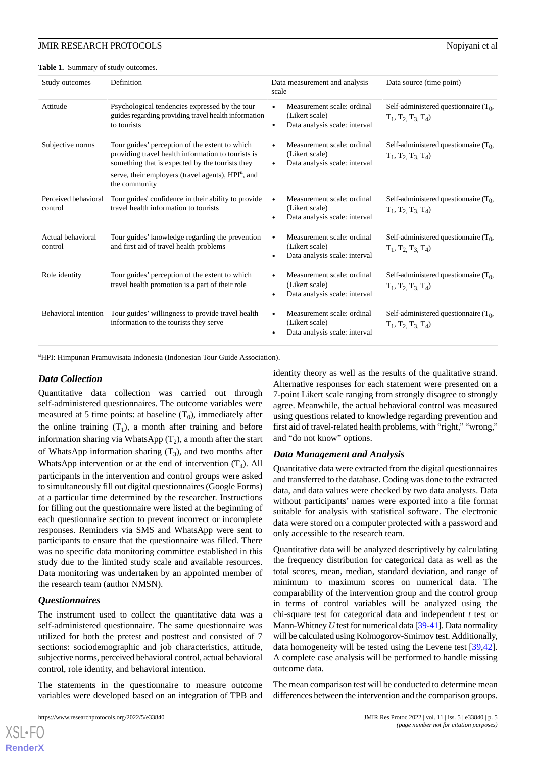**Table 1.** Summary of study outcomes.

| Study outcomes | Definition | Data measurement and analysis scale | Data source (time point) |
|---|---|---|---|
| Attitude | Psychological tendencies expressed by the tour guides regarding providing travel health information to tourists | • Measurement scale: ordinal (Likert scale) • Data analysis scale: interval | Self-administered questionnaire ($T_0$, $T_1$, $T_2$, $T_3$, $T_4$) |
| Subjective norms | Tour guides' perception of the extent to which providing travel health information to tourists is something that is expected by the tourists they serve, their employers (travel agents), HPI[a], and the community | • Measurement scale: ordinal (Likert scale) • Data analysis scale: interval | Self-administered questionnaire ($T_0$, $T_1$, $T_2$, $T_3$, $T_4$) |
| Perceived behavioral control | Tour guides' confidence in their ability to provide travel health information to tourists | • Measurement scale: ordinal (Likert scale) • Data analysis scale: interval | Self-administered questionnaire ($T_0$, $T_1$, $T_2$, $T_3$, $T_4$) |
| Actual behavioral control | Tour guides' knowledge regarding the prevention and first aid of travel health problems | • Measurement scale: ordinal (Likert scale) • Data analysis scale: interval | Self-administered questionnaire ($T_0$, $T_1$, $T_2$, $T_3$, $T_4$) |
| Role identity | Tour guides' perception of the extent to which travel health promotion is a part of their role | • Measurement scale: ordinal (Likert scale) • Data analysis scale: interval | Self-administered questionnaire ($T_0$, $T_1$, $T_2$, $T_3$, $T_4$) |
| Behavioral intention | Tour guides' willingness to provide travel health information to the tourists they serve | • Measurement scale: ordinal (Likert scale) • Data analysis scale: interval | Self-administered questionnaire ($T_0$, $T_1$, $T_2$, $T_3$, $T_4$) |

[a]HPI: Himpunan Pramuwisata Indonesia (Indonesian Tour Guide Association).

### *Data Collection*

Quantitative data collection was carried out through self-administered questionnaires. The outcome variables were measured at 5 time points: at baseline ($T_0$), immediately after the online training ($T_1$), a month after training and before information sharing via WhatsApp ($T_2$), a month after the start of WhatsApp information sharing ($T_3$), and two months after WhatsApp intervention or at the end of intervention ($T_4$). All participants in the intervention and control groups were asked to simultaneously fill out digital questionnaires (Google Forms) at a particular time determined by the researcher. Instructions for filling out the questionnaire were listed at the beginning of each questionnaire section to prevent incorrect or incomplete responses. Reminders via SMS and WhatsApp were sent to participants to ensure that the questionnaire was filled. There was no specific data monitoring committee established in this study due to the limited study scale and available resources. Data monitoring was undertaken by an appointed member of the research team (author NMSN).

### *Questionnaires*

The instrument used to collect the quantitative data was a self-administered questionnaire. The same questionnaire was utilized for both the pretest and posttest and consisted of 7 sections: sociodemographic and job characteristics, attitude, subjective norms, perceived behavioral control, actual behavioral control, role identity, and behavioral intention.

The statements in the questionnaire to measure outcome variables were developed based on an integration of TPB and identity theory as well as the results of the qualitative strand. Alternative responses for each statement were presented on a 7-point Likert scale ranging from strongly disagree to strongly agree. Meanwhile, the actual behavioral control was measured using questions related to knowledge regarding prevention and first aid of travel-related health problems, with "right," "wrong," and "do not know" options.

### *Data Management and Analysis*

Quantitative data were extracted from the digital questionnaires and transferred to the database. Coding was done to the extracted data, and data values were checked by two data analysts. Data without participants' names were exported into a file format suitable for analysis with statistical software. The electronic data were stored on a computer protected with a password and only accessible to the research team.

Quantitative data will be analyzed descriptively by calculating the frequency distribution for categorical data as well as the total scores, mean, median, standard deviation, and range of minimum to maximum scores on numerical data. The comparability of the intervention group and the control group in terms of control variables will be analyzed using the chi-square test for categorical data and independent *t* test or Mann-Whitney *U* test for numerical data [39-41]. Data normality will be calculated using Kolmogorov-Smirnov test. Additionally, data homogeneity will be tested using the Levene test [39,42]. A complete case analysis will be performed to handle missing outcome data.

The mean comparison test will be conducted to determine mean differences between the intervention and the comparison groups.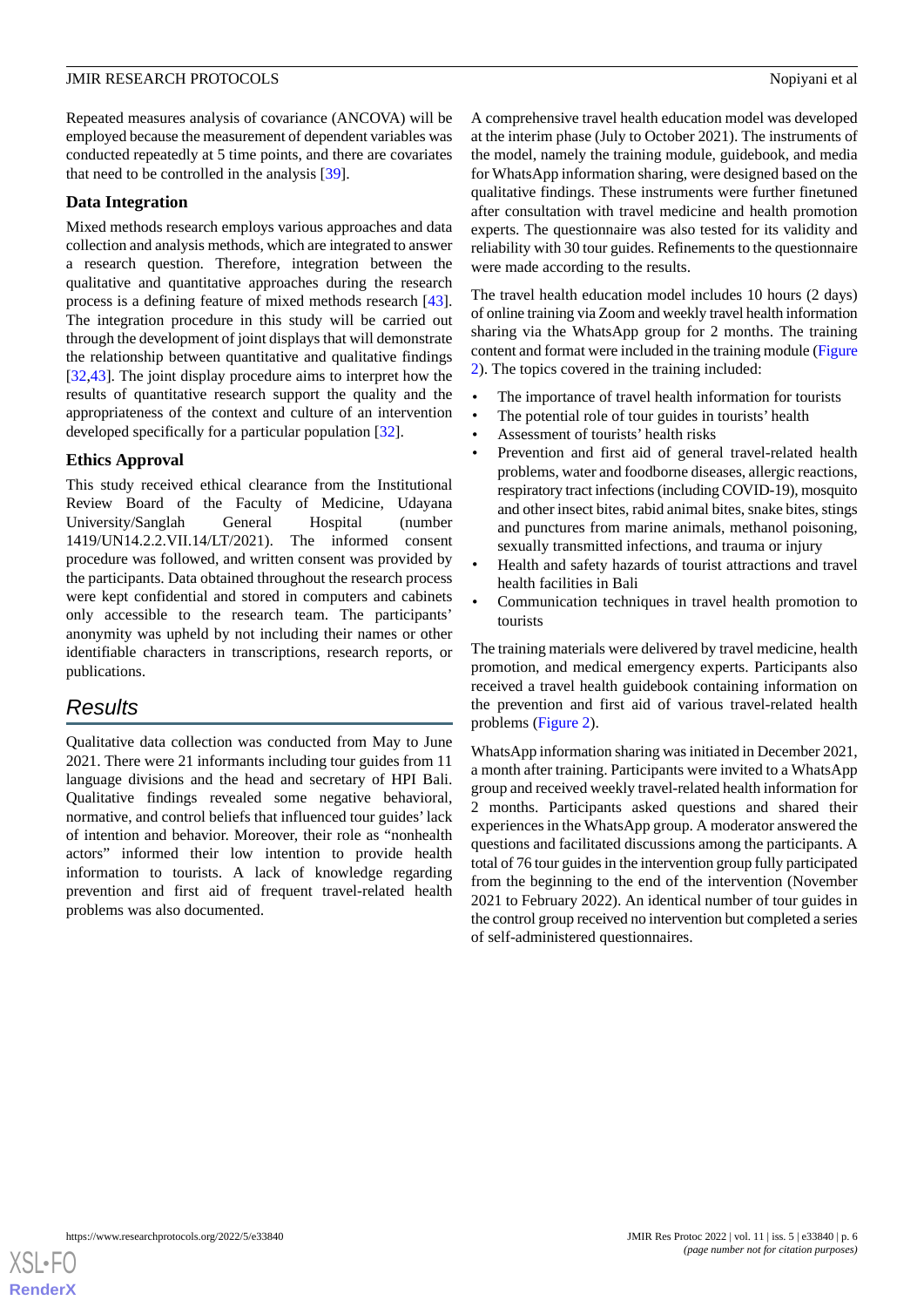Repeated measures analysis of covariance (ANCOVA) will be employed because the measurement of dependent variables was conducted repeatedly at 5 time points, and there are covariates that need to be controlled in the analysis [39].

### Data Integration

Mixed methods research employs various approaches and data collection and analysis methods, which are integrated to answer a research question. Therefore, integration between the qualitative and quantitative approaches during the research process is a defining feature of mixed methods research [43]. The integration procedure in this study will be carried out through the development of joint displays that will demonstrate the relationship between quantitative and qualitative findings [32,43]. The joint display procedure aims to interpret how the results of quantitative research support the quality and the appropriateness of the context and culture of an intervention developed specifically for a particular population [32].

### Ethics Approval

This study received ethical clearance from the Institutional Review Board of the Faculty of Medicine, Udayana University/Sanglah General Hospital (number 1419/UN14.2.2.VII.14/LT/2021). The informed consent procedure was followed, and written consent was provided by the participants. Data obtained throughout the research process were kept confidential and stored in computers and cabinets only accessible to the research team. The participants' anonymity was upheld by not including their names or other identifiable characters in transcriptions, research reports, or publications.

## Results

Qualitative data collection was conducted from May to June 2021. There were 21 informants including tour guides from 11 language divisions and the head and secretary of HPI Bali. Qualitative findings revealed some negative behavioral, normative, and control beliefs that influenced tour guides' lack of intention and behavior. Moreover, their role as "nonhealth actors" informed their low intention to provide health information to tourists. A lack of knowledge regarding prevention and first aid of frequent travel-related health problems was also documented.

A comprehensive travel health education model was developed at the interim phase (July to October 2021). The instruments of the model, namely the training module, guidebook, and media for WhatsApp information sharing, were designed based on the qualitative findings. These instruments were further finetuned after consultation with travel medicine and health promotion experts. The questionnaire was also tested for its validity and reliability with 30 tour guides. Refinements to the questionnaire were made according to the results.

The travel health education model includes 10 hours (2 days) of online training via Zoom and weekly travel health information sharing via the WhatsApp group for 2 months. The training content and format were included in the training module (Figure 2). The topics covered in the training included:

- The importance of travel health information for tourists
- The potential role of tour guides in tourists' health
- Assessment of tourists' health risks
- Prevention and first aid of general travel-related health problems, water and foodborne diseases, allergic reactions, respiratory tract infections (including COVID-19), mosquito and other insect bites, rabid animal bites, snake bites, stings and punctures from marine animals, methanol poisoning, sexually transmitted infections, and trauma or injury
- Health and safety hazards of tourist attractions and travel health facilities in Bali
- Communication techniques in travel health promotion to tourists

The training materials were delivered by travel medicine, health promotion, and medical emergency experts. Participants also received a travel health guidebook containing information on the prevention and first aid of various travel-related health problems (Figure 2).

WhatsApp information sharing was initiated in December 2021, a month after training. Participants were invited to a WhatsApp group and received weekly travel-related health information for 2 months. Participants asked questions and shared their experiences in the WhatsApp group. A moderator answered the questions and facilitated discussions among the participants. A total of 76 tour guides in the intervention group fully participated from the beginning to the end of the intervention (November 2021 to February 2022). An identical number of tour guides in the control group received no intervention but completed a series of self-administered questionnaires.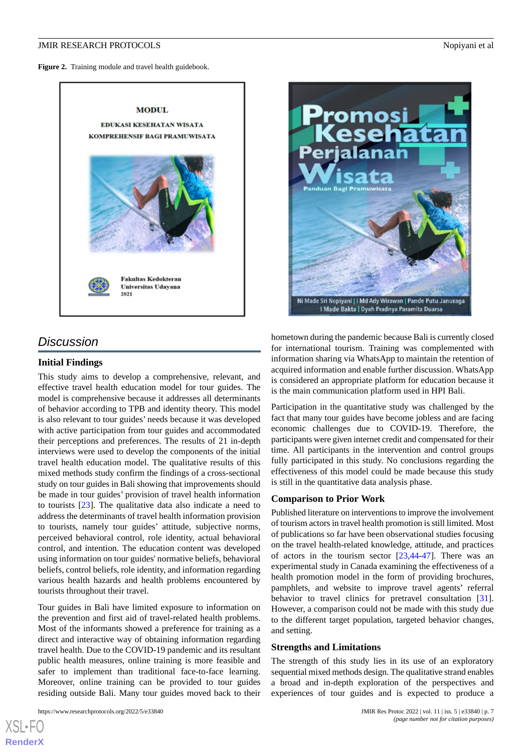**Figure 2.** Training module and travel health guidebook.

## Discussion

### Initial Findings

This study aims to develop a comprehensive, relevant, and effective travel health education model for tour guides. The model is comprehensive because it addresses all determinants of behavior according to TPB and identity theory. This model is also relevant to tour guides' needs because it was developed with active participation from tour guides and accommodated their perceptions and preferences. The results of 21 in-depth interviews were used to develop the components of the initial travel health education model. The qualitative results of this mixed methods study confirm the findings of a cross-sectional study on tour guides in Bali showing that improvements should be made in tour guides' provision of travel health information to tourists [23]. The qualitative data also indicate a need to address the determinants of travel health information provision to tourists, namely tour guides' attitude, subjective norms, perceived behavioral control, role identity, actual behavioral control, and intention. The education content was developed using information on tour guides' normative beliefs, behavioral beliefs, control beliefs, role identity, and information regarding various health hazards and health problems encountered by tourists throughout their travel.

Tour guides in Bali have limited exposure to information on the prevention and first aid of travel-related health problems. Most of the informants showed a preference for training as a direct and interactive way of obtaining information regarding travel health. Due to the COVID-19 pandemic and its resultant public health measures, online training is more feasible and safer to implement than traditional face-to-face learning. Moreover, online training can be provided to tour guides residing outside Bali. Many tour guides moved back to their hometown during the pandemic because Bali is currently closed for international tourism. Training was complemented with information sharing via WhatsApp to maintain the retention of acquired information and enable further discussion. WhatsApp is considered an appropriate platform for education because it is the main communication platform used in HPI Bali.

Participation in the quantitative study was challenged by the fact that many tour guides have become jobless and are facing economic challenges due to COVID-19. Therefore, the participants were given internet credit and compensated for their time. All participants in the intervention and control groups fully participated in this study. No conclusions regarding the effectiveness of this model could be made because this study is still in the quantitative data analysis phase.

### Comparison to Prior Work

Published literature on interventions to improve the involvement of tourism actors in travel health promotion is still limited. Most of publications so far have been observational studies focusing on the travel health-related knowledge, attitude, and practices of actors in the tourism sector [23,44-47]. There was an experimental study in Canada examining the effectiveness of a health promotion model in the form of providing brochures, pamphlets, and website to improve travel agents' referral behavior to travel clinics for pretravel consultation [31]. However, a comparison could not be made with this study due to the different target population, targeted behavior changes, and setting.

### Strengths and Limitations

The strength of this study lies in its use of an exploratory sequential mixed methods design. The qualitative strand enables a broad and in-depth exploration of the perspectives and experiences of tour guides and is expected to produce a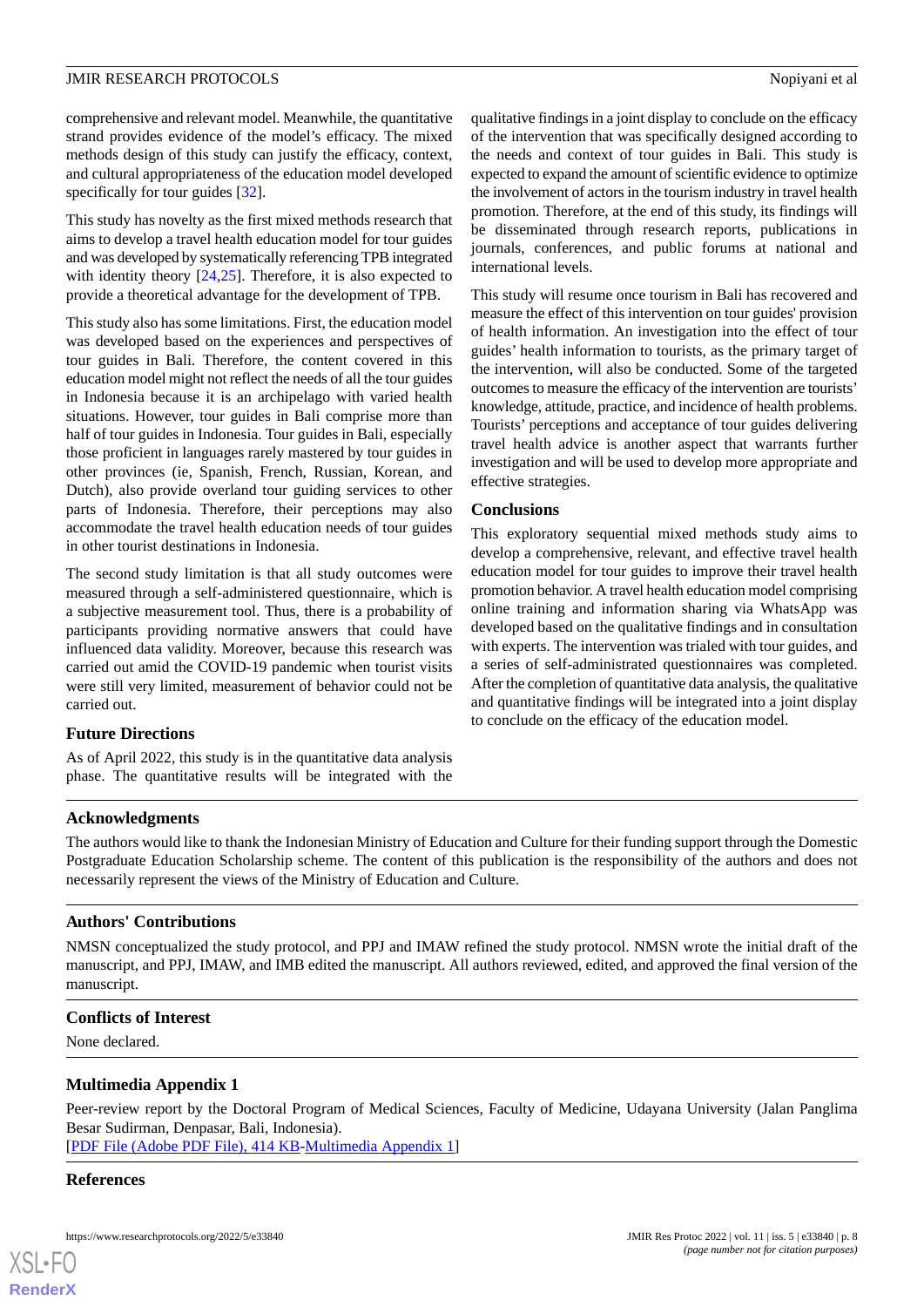comprehensive and relevant model. Meanwhile, the quantitative strand provides evidence of the model's efficacy. The mixed methods design of this study can justify the efficacy, context, and cultural appropriateness of the education model developed specifically for tour guides [32].

This study has novelty as the first mixed methods research that aims to develop a travel health education model for tour guides and was developed by systematically referencing TPB integrated with identity theory [24,25]. Therefore, it is also expected to provide a theoretical advantage for the development of TPB.

This study also has some limitations. First, the education model was developed based on the experiences and perspectives of tour guides in Bali. Therefore, the content covered in this education model might not reflect the needs of all the tour guides in Indonesia because it is an archipelago with varied health situations. However, tour guides in Bali comprise more than half of tour guides in Indonesia. Tour guides in Bali, especially those proficient in languages rarely mastered by tour guides in other provinces (ie, Spanish, French, Russian, Korean, and Dutch), also provide overland tour guiding services to other parts of Indonesia. Therefore, their perceptions may also accommodate the travel health education needs of tour guides in other tourist destinations in Indonesia.

The second study limitation is that all study outcomes were measured through a self-administered questionnaire, which is a subjective measurement tool. Thus, there is a probability of participants providing normative answers that could have influenced data validity. Moreover, because this research was carried out amid the COVID-19 pandemic when tourist visits were still very limited, measurement of behavior could not be carried out.

### Future Directions

As of April 2022, this study is in the quantitative data analysis phase. The quantitative results will be integrated with the qualitative findings in a joint display to conclude on the efficacy of the intervention that was specifically designed according to the needs and context of tour guides in Bali. This study is expected to expand the amount of scientific evidence to optimize the involvement of actors in the tourism industry in travel health promotion. Therefore, at the end of this study, its findings will be disseminated through research reports, publications in journals, conferences, and public forums at national and international levels.

This study will resume once tourism in Bali has recovered and measure the effect of this intervention on tour guides' provision of health information. An investigation into the effect of tour guides' health information to tourists, as the primary target of the intervention, will also be conducted. Some of the targeted outcomes to measure the efficacy of the intervention are tourists' knowledge, attitude, practice, and incidence of health problems. Tourists' perceptions and acceptance of tour guides delivering travel health advice is another aspect that warrants further investigation and will be used to develop more appropriate and effective strategies.

### Conclusions

This exploratory sequential mixed methods study aims to develop a comprehensive, relevant, and effective travel health education model for tour guides to improve their travel health promotion behavior. A travel health education model comprising online training and information sharing via WhatsApp was developed based on the qualitative findings and in consultation with experts. The intervention was trialed with tour guides, and a series of self-administrated questionnaires was completed. After the completion of quantitative data analysis, the qualitative and quantitative findings will be integrated into a joint display to conclude on the efficacy of the education model.

## Acknowledgments

The authors would like to thank the Indonesian Ministry of Education and Culture for their funding support through the Domestic Postgraduate Education Scholarship scheme. The content of this publication is the responsibility of the authors and does not necessarily represent the views of the Ministry of Education and Culture.

## Authors' Contributions

NMSN conceptualized the study protocol, and PPJ and IMAW refined the study protocol. NMSN wrote the initial draft of the manuscript, and PPJ, IMAW, and IMB edited the manuscript. All authors reviewed, edited, and approved the final version of the manuscript.

## Conflicts of Interest

None declared.

## Multimedia Appendix 1

Peer-review report by the Doctoral Program of Medical Sciences, Faculty of Medicine, Udayana University (Jalan Panglima Besar Sudirman, Denpasar, Bali, Indonesia).

[PDF File (Adobe PDF File), 414 KB-Multimedia Appendix 1]

## References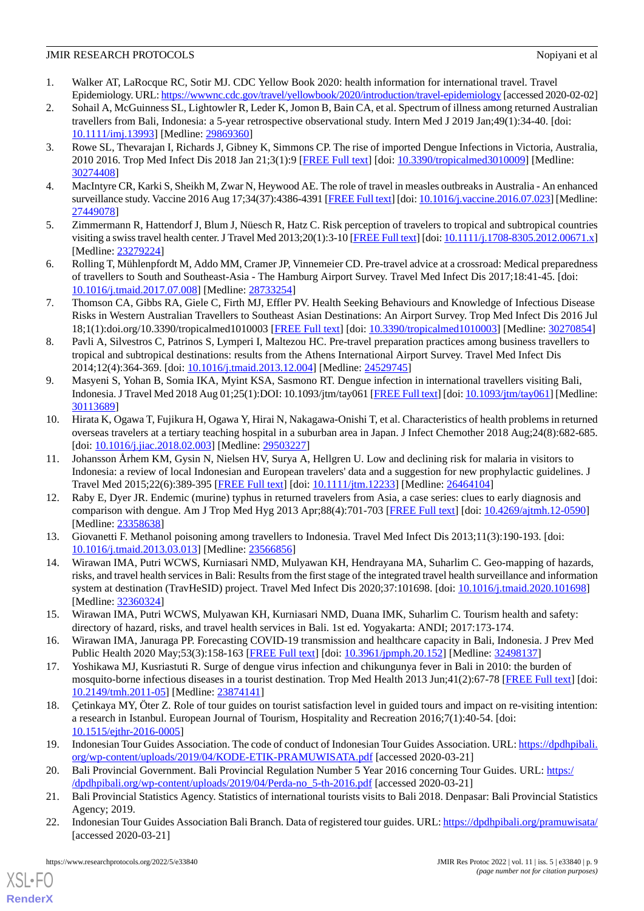1. Walker AT, LaRocque RC, Sotir MJ. CDC Yellow Book 2020: health information for international travel. Travel Epidemiology. URL: https://wwwnc.cdc.gov/travel/yellowbook/2020/introduction/travel-epidemiology [accessed 2020-02-02]
2. Sohail A, McGuinness SL, Lightowler R, Leder K, Jomon B, Bain CA, et al. Spectrum of illness among returned Australian travellers from Bali, Indonesia: a 5-year retrospective observational study. Intern Med J 2019 Jan;49(1):34-40. [doi: 10.1111/imj.13993] [Medline: 29869360]
3. Rowe SL, Thevarajan I, Richards J, Gibney K, Simmons CP. The rise of imported Dengue Infections in Victoria, Australia, 2010 2016. Trop Med Infect Dis 2018 Jan 21;3(1):9 [FREE Full text] [doi: 10.3390/tropicalmed3010009] [Medline: 30274408]
4. MacIntyre CR, Karki S, Sheikh M, Zwar N, Heywood AE. The role of travel in measles outbreaks in Australia - An enhanced surveillance study. Vaccine 2016 Aug 17;34(37):4386-4391 [FREE Full text] [doi: 10.1016/j.vaccine.2016.07.023] [Medline: 27449078]
5. Zimmermann R, Hattendorf J, Blum J, Nüesch R, Hatz C. Risk perception of travelers to tropical and subtropical countries visiting a swiss travel health center. J Travel Med 2013;20(1):3-10 [FREE Full text] [doi: 10.1111/j.1708-8305.2012.00671.x] [Medline: 23279224]
6. Rolling T, Mühlenpfordt M, Addo MM, Cramer JP, Vinnemeier CD. Pre-travel advice at a crossroad: Medical preparedness of travellers to South and Southeast-Asia - The Hamburg Airport Survey. Travel Med Infect Dis 2017;18:41-45. [doi: 10.1016/j.tmaid.2017.07.008] [Medline: 28733254]
7. Thomson CA, Gibbs RA, Giele C, Firth MJ, Effler PV. Health Seeking Behaviours and Knowledge of Infectious Disease Risks in Western Australian Travellers to Southeast Asian Destinations: An Airport Survey. Trop Med Infect Dis 2016 Jul 18;1(1):doi.org/10.3390/tropicalmed1010003 [FREE Full text] [doi: 10.3390/tropicalmed1010003] [Medline: 30270854]
8. Pavli A, Silvestros C, Patrinos S, Lymperi I, Maltezou HC. Pre-travel preparation practices among business travellers to tropical and subtropical destinations: results from the Athens International Airport Survey. Travel Med Infect Dis 2014;12(4):364-369. [doi: 10.1016/j.tmaid.2013.12.004] [Medline: 24529745]
9. Masyeni S, Yohan B, Somia IKA, Myint KSA, Sasmono RT. Dengue infection in international travellers visiting Bali, Indonesia. J Travel Med 2018 Aug 01;25(1):DOI: 10.1093/jtm/tay061 [FREE Full text] [doi: 10.1093/jtm/tay061] [Medline: 30113689]
10. Hirata K, Ogawa T, Fujikura H, Ogawa Y, Hirai N, Nakagawa-Onishi T, et al. Characteristics of health problems in returned overseas travelers at a tertiary teaching hospital in a suburban area in Japan. J Infect Chemother 2018 Aug;24(8):682-685. [doi: 10.1016/j.jiac.2018.02.003] [Medline: 29503227]
11. Johansson Århem KM, Gysin N, Nielsen HV, Surya A, Hellgren U. Low and declining risk for malaria in visitors to Indonesia: a review of local Indonesian and European travelers' data and a suggestion for new prophylactic guidelines. J Travel Med 2015;22(6):389-395 [FREE Full text] [doi: 10.1111/jtm.12233] [Medline: 26464104]
12. Raby E, Dyer JR. Endemic (murine) typhus in returned travelers from Asia, a case series: clues to early diagnosis and comparison with dengue. Am J Trop Med Hyg 2013 Apr;88(4):701-703 [FREE Full text] [doi: 10.4269/ajtmh.12-0590] [Medline: 23358638]
13. Giovanetti F. Methanol poisoning among travellers to Indonesia. Travel Med Infect Dis 2013;11(3):190-193. [doi: 10.1016/j.tmaid.2013.03.013] [Medline: 23566856]
14. Wirawan IMA, Putri WCWS, Kurniasari NMD, Mulyawan KH, Hendrayana MA, Suharlim C. Geo-mapping of hazards, risks, and travel health services in Bali: Results from the first stage of the integrated travel health surveillance and information system at destination (TravHeSID) project. Travel Med Infect Dis 2020;37:101698. [doi: 10.1016/j.tmaid.2020.101698] [Medline: 32360324]
15. Wirawan IMA, Putri WCWS, Mulyawan KH, Kurniasari NMD, Duana IMK, Suharlim C. Tourism health and safety: directory of hazard, risks, and travel health services in Bali. 1st ed. Yogyakarta: ANDI; 2017:173-174.
16. Wirawan IMA, Januraga PP. Forecasting COVID-19 transmission and healthcare capacity in Bali, Indonesia. J Prev Med Public Health 2020 May;53(3):158-163 [FREE Full text] [doi: 10.3961/jpmph.20.152] [Medline: 32498137]
17. Yoshikawa MJ, Kusriastuti R. Surge of dengue virus infection and chikungunya fever in Bali in 2010: the burden of mosquito-borne infectious diseases in a tourist destination. Trop Med Health 2013 Jun;41(2):67-78 [FREE Full text] [doi: 10.2149/tmh.2011-05] [Medline: 23874141]
18. Çetinkaya MY, Öter Z. Role of tour guides on tourist satisfaction level in guided tours and impact on re-visiting intention: a research in Istanbul. European Journal of Tourism, Hospitality and Recreation 2016;7(1):40-54. [doi: 10.1515/ejthr-2016-0005]
19. Indonesian Tour Guides Association. The code of conduct of Indonesian Tour Guides Association. URL: https://dpdhpibali.org/wp-content/uploads/2019/04/KODE-ETIK-PRAMUWISATA.pdf [accessed 2020-03-21]
20. Bali Provincial Government. Bali Provincial Regulation Number 5 Year 2016 concerning Tour Guides. URL: https://dpdhpibali.org/wp-content/uploads/2019/04/Perda-no_5-th-2016.pdf [accessed 2020-03-21]
21. Bali Provincial Statistics Agency. Statistics of international tourists visits to Bali 2018. Denpasar: Bali Provincial Statistics Agency; 2019.
22. Indonesian Tour Guides Association Bali Branch. Data of registered tour guides. URL: https://dpdhpibali.org/pramuwisata/ [accessed 2020-03-21]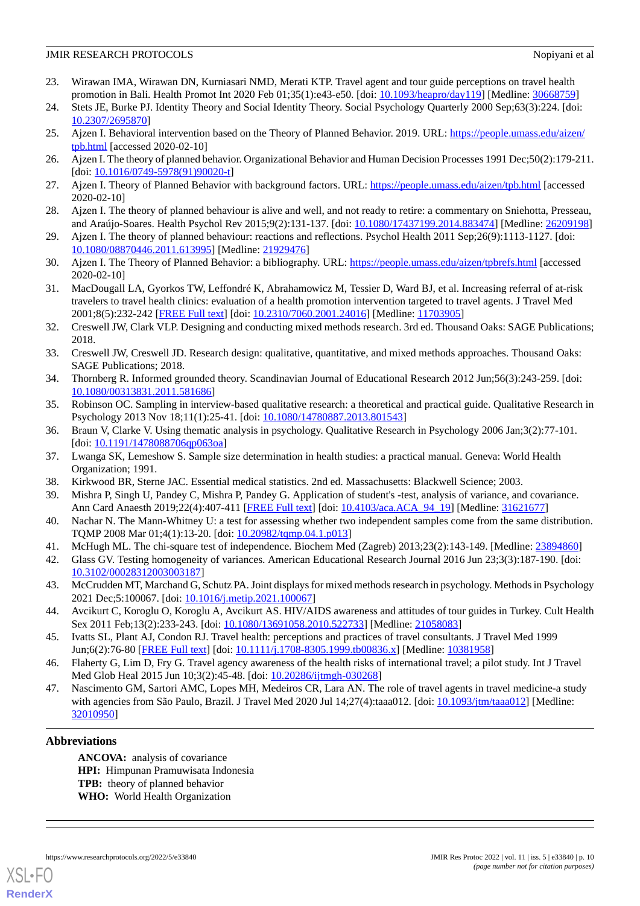23. Wirawan IMA, Wirawan DN, Kurniasari NMD, Merati KTP. Travel agent and tour guide perceptions on travel health promotion in Bali. Health Promot Int 2020 Feb 01;35(1):e43-e50. [doi: 10.1093/heapro/day119] [Medline: 30668759]
24. Stets JE, Burke PJ. Identity Theory and Social Identity Theory. Social Psychology Quarterly 2000 Sep;63(3):224. [doi: 10.2307/2695870]
25. Ajzen I. Behavioral intervention based on the Theory of Planned Behavior. 2019. URL: https://people.umass.edu/aizen/tpb.html [accessed 2020-02-10]
26. Ajzen I. The theory of planned behavior. Organizational Behavior and Human Decision Processes 1991 Dec;50(2):179-211. [doi: 10.1016/0749-5978(91)90020-t]
27. Ajzen I. Theory of Planned Behavior with background factors. URL: https://people.umass.edu/aizen/tpb.html [accessed 2020-02-10]
28. Ajzen I. The theory of planned behaviour is alive and well, and not ready to retire: a commentary on Sniehotta, Presseau, and Araújo-Soares. Health Psychol Rev 2015;9(2):131-137. [doi: 10.1080/17437199.2014.883474] [Medline: 26209198]
29. Ajzen I. The theory of planned behaviour: reactions and reflections. Psychol Health 2011 Sep;26(9):1113-1127. [doi: 10.1080/08870446.2011.613995] [Medline: 21929476]
30. Ajzen I. The Theory of Planned Behavior: a bibliography. URL: https://people.umass.edu/aizen/tpbrefs.html [accessed 2020-02-10]
31. MacDougall LA, Gyorkos TW, Leffondré K, Abrahamowicz M, Tessier D, Ward BJ, et al. Increasing referral of at-risk travelers to travel health clinics: evaluation of a health promotion intervention targeted to travel agents. J Travel Med 2001;8(5):232-242 [FREE Full text] [doi: 10.2310/7060.2001.24016] [Medline: 11703905]
32. Creswell JW, Clark VLP. Designing and conducting mixed methods research. 3rd ed. Thousand Oaks: SAGE Publications; 2018.
33. Creswell JW, Creswell JD. Research design: qualitative, quantitative, and mixed methods approaches. Thousand Oaks: SAGE Publications; 2018.
34. Thornberg R. Informed grounded theory. Scandinavian Journal of Educational Research 2012 Jun;56(3):243-259. [doi: 10.1080/00313831.2011.581686]
35. Robinson OC. Sampling in interview-based qualitative research: a theoretical and practical guide. Qualitative Research in Psychology 2013 Nov 18;11(1):25-41. [doi: 10.1080/14780887.2013.801543]
36. Braun V, Clarke V. Using thematic analysis in psychology. Qualitative Research in Psychology 2006 Jan;3(2):77-101. [doi: 10.1191/1478088706qp063oa]
37. Lwanga SK, Lemeshow S. Sample size determination in health studies: a practical manual. Geneva: World Health Organization; 1991.
38. Kirkwood BR, Sterne JAC. Essential medical statistics. 2nd ed. Massachusetts: Blackwell Science; 2003.
39. Mishra P, Singh U, Pandey C, Mishra P, Pandey G. Application of student's -test, analysis of variance, and covariance. Ann Card Anaesth 2019;22(4):407-411 [FREE Full text] [doi: 10.4103/aca.ACA_94_19] [Medline: 31621677]
40. Nachar N. The Mann-Whitney U: a test for assessing whether two independent samples come from the same distribution. TQMP 2008 Mar 01;4(1):13-20. [doi: 10.20982/tqmp.04.1.p013]
41. McHugh ML. The chi-square test of independence. Biochem Med (Zagreb) 2013;23(2):143-149. [Medline: 23894860]
42. Glass GV. Testing homogeneity of variances. American Educational Research Journal 2016 Jun 23;3(3):187-190. [doi: 10.3102/00028312003003187]
43. McCrudden MT, Marchand G, Schutz PA. Joint displays for mixed methods research in psychology. Methods in Psychology 2021 Dec;5:100067. [doi: 10.1016/j.metip.2021.100067]
44. Avcikurt C, Koroglu O, Koroglu A, Avcikurt AS. HIV/AIDS awareness and attitudes of tour guides in Turkey. Cult Health Sex 2011 Feb;13(2):233-243. [doi: 10.1080/13691058.2010.522733] [Medline: 21058083]
45. Ivatts SL, Plant AJ, Condon RJ. Travel health: perceptions and practices of travel consultants. J Travel Med 1999 Jun;6(2):76-80 [FREE Full text] [doi: 10.1111/j.1708-8305.1999.tb00836.x] [Medline: 10381958]
46. Flaherty G, Lim D, Fry G. Travel agency awareness of the health risks of international travel; a pilot study. Int J Travel Med Glob Heal 2015 Jun 10;3(2):45-48. [doi: 10.20286/ijtmgh-030268]
47. Nascimento GM, Sartori AMC, Lopes MH, Medeiros CR, Lara AN. The role of travel agents in travel medicine-a study with agencies from São Paulo, Brazil. J Travel Med 2020 Jul 14;27(4):taaa012. [doi: 10.1093/jtm/taaa012] [Medline: 32010950]

## Abbreviations

**ANCOVA:** analysis of covariance
**HPI:** Himpunan Pramuwisata Indonesia
**TPB:** theory of planned behavior
**WHO:** World Health Organization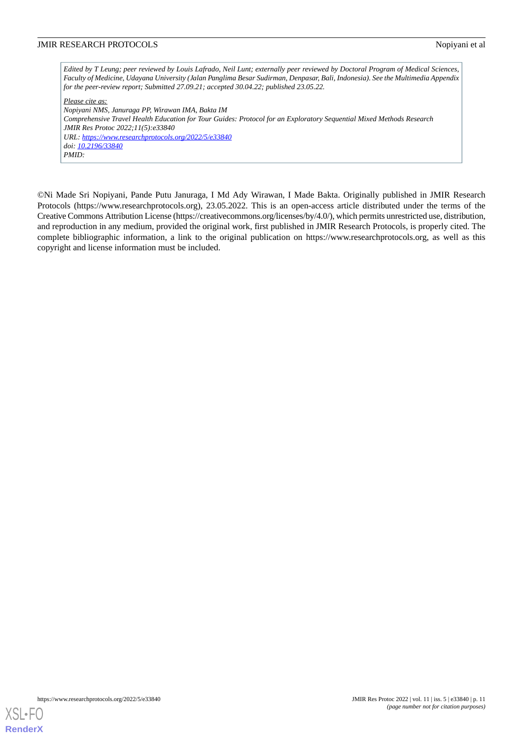*Edited by T Leung; peer reviewed by Louis Lafrado, Neil Lunt; externally peer reviewed by Doctoral Program of Medical Sciences, Faculty of Medicine, Udayana University (Jalan Panglima Besar Sudirman, Denpasar, Bali, Indonesia). See the Multimedia Appendix for the peer-review report; Submitted 27.09.21; accepted 30.04.22; published 23.05.22.*

*Please cite as:*
*Nopiyani NMS, Januraga PP, Wirawan IMA, Bakta IM*
*Comprehensive Travel Health Education for Tour Guides: Protocol for an Exploratory Sequential Mixed Methods Research*
*JMIR Res Protoc 2022;11(5):e33840*
*URL: https://www.researchprotocols.org/2022/5/e33840*
*doi: 10.2196/33840*
*PMID:*

©Ni Made Sri Nopiyani, Pande Putu Januraga, I Md Ady Wirawan, I Made Bakta. Originally published in JMIR Research Protocols (https://www.researchprotocols.org), 23.05.2022. This is an open-access article distributed under the terms of the Creative Commons Attribution License (https://creativecommons.org/licenses/by/4.0/), which permits unrestricted use, distribution, and reproduction in any medium, provided the original work, first published in JMIR Research Protocols, is properly cited. The complete bibliographic information, a link to the original publication on https://www.researchprotocols.org, as well as this copyright and license information must be included.